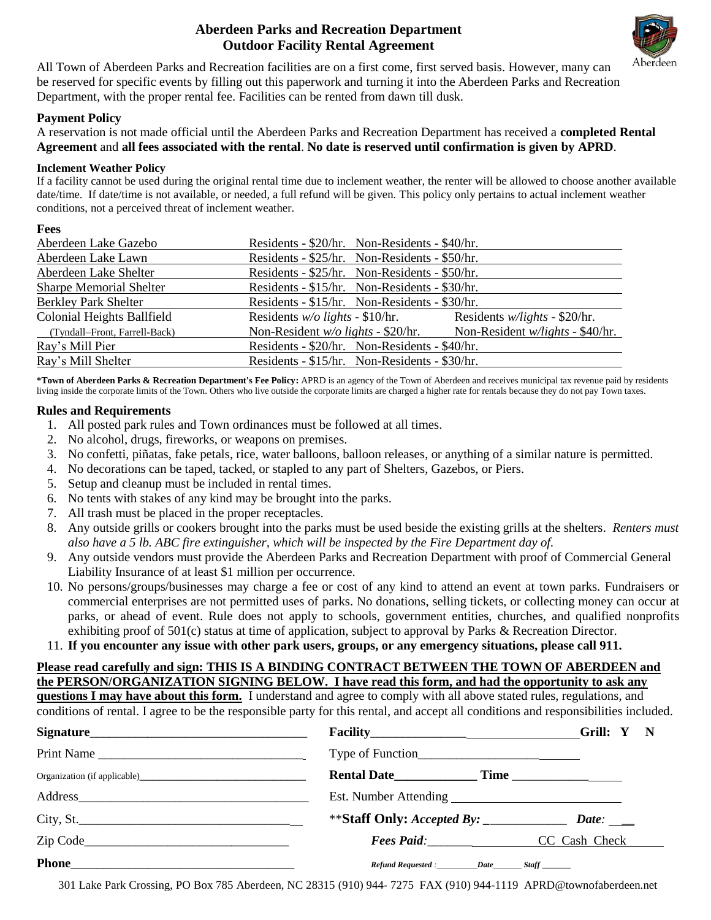# Aberdeen Parks and Recreation Department
## Outdoor Facility Rental Agreement

All Town of Aberdeen Parks and Recreation facilities are on a first come, first served basis. However, many can be reserved for specific events by filling out this paperwork and turning it into the Aberdeen Parks and Recreation Department, with the proper rental fee. Facilities can be rented from dawn till dusk.

### Payment Policy

A reservation is not made official until the Aberdeen Parks and Recreation Department has received a **completed Rental Agreement** and **all fees associated with the rental**. **No date is reserved until confirmation is given by APRD**.

#### Inclement Weather Policy

If a facility cannot be used during the original rental time due to inclement weather, the renter will be allowed to choose another available date/time. If date/time is not available, or needed, a full refund will be given. This policy only pertains to actual inclement weather conditions, not a perceived threat of inclement weather.

### Fees

| Facility | Fees | |
|---|---|---|
| Aberdeen Lake Gazebo | Residents - $20/hr. Non-Residents - $40/hr. | |
| Aberdeen Lake Lawn | Residents - $25/hr. Non-Residents - $50/hr. | |
| Aberdeen Lake Shelter | Residents - $25/hr. Non-Residents - $50/hr. | |
| Sharpe Memorial Shelter | Residents - $15/hr. Non-Residents - $30/hr. | |
| Berkley Park Shelter | Residents - $15/hr. Non-Residents - $30/hr. | |
| Colonial Heights Ballfield | Residents *w/o lights* - $10/hr. | Residents *w/lights* - $20/hr. |
| (Tyndall–Front, Farrell-Back) | Non-Resident *w/o lights* - $20/hr. | Non-Resident *w/lights* - $40/hr. |
| Ray's Mill Pier | Residents - $20/hr. Non-Residents - $40/hr. | |
| Ray's Mill Shelter | Residents - $15/hr. Non-Residents - $30/hr. | |

**\*Town of Aberdeen Parks & Recreation Department's Fee Policy:** APRD is an agency of the Town of Aberdeen and receives municipal tax revenue paid by residents living inside the corporate limits of the Town. Others who live outside the corporate limits are charged a higher rate for rentals because they do not pay Town taxes.

### Rules and Requirements

1. All posted park rules and Town ordinances must be followed at all times.
2. No alcohol, drugs, fireworks, or weapons on premises.
3. No confetti, piñatas, fake petals, rice, water balloons, balloon releases, or anything of a similar nature is permitted.
4. No decorations can be taped, tacked, or stapled to any part of Shelters, Gazebos, or Piers.
5. Setup and cleanup must be included in rental times.
6. No tents with stakes of any kind may be brought into the parks.
7. All trash must be placed in the proper receptacles.
8. Any outside grills or cookers brought into the parks must be used beside the existing grills at the shelters. *Renters must also have a 5 lb. ABC fire extinguisher, which will be inspected by the Fire Department day of.*
9. Any outside vendors must provide the Aberdeen Parks and Recreation Department with proof of Commercial General Liability Insurance of at least $1 million per occurrence.
10. No persons/groups/businesses may charge a fee or cost of any kind to attend an event at town parks. Fundraisers or commercial enterprises are not permitted uses of parks. No donations, selling tickets, or collecting money can occur at parks, or ahead of event. Rule does not apply to schools, government entities, churches, and qualified nonprofits exhibiting proof of 501(c) status at time of application, subject to approval by Parks & Recreation Director.
11. **If you encounter any issue with other park users, groups, or any emergency situations, please call 911.**

**Please read carefully and sign: THIS IS A BINDING CONTRACT BETWEEN THE TOWN OF ABERDEEN and the PERSON/ORGANIZATION SIGNING BELOW. I have read this form, and had the opportunity to ask any questions I may have about this form.** I understand and agree to comply with all above stated rules, regulations, and conditions of rental. I agree to be the responsible party for this rental, and accept all conditions and responsibilities included.

**Signature**\_\_\_\_\_\_\_\_\_\_\_\_\_\_\_\_\_\_\_\_\_\_\_\_\_\_\_\_\_\_\_\_\_\_

Print Name \_\_\_\_\_\_\_\_\_\_\_\_\_\_\_\_\_\_\_\_\_\_\_\_\_\_\_\_\_\_\_\_\_\_

Organization (if applicable)\_\_\_\_\_\_\_\_\_\_\_\_\_\_\_\_\_\_\_\_\_\_\_\_\_\_\_\_\_\_\_\_

Address\_\_\_\_\_\_\_\_\_\_\_\_\_\_\_\_\_\_\_\_\_\_\_\_\_\_\_\_\_\_\_\_\_\_\_\_\_\_

City, St.\_\_\_\_\_\_\_\_\_\_\_\_\_\_\_\_\_\_\_\_\_\_\_\_\_\_\_\_\_\_\_\_\_\_\_\_

Zip Code\_\_\_\_\_\_\_\_\_\_\_\_\_\_\_\_\_\_\_\_\_\_\_\_\_\_\_\_\_\_\_\_\_\_

**Phone**\_\_\_\_\_\_\_\_\_\_\_\_\_\_\_\_\_\_\_\_\_\_\_\_\_\_\_\_\_\_\_\_\_\_\_\_\_\_

**Facility**\_\_\_\_\_\_\_\_\_\_\_\_\_\_\_\_\_\_\_\_\_\_\_\_\_\_\_\_\_\_\_\_\_\_ **Grill: Y N**

Type of Function\_\_\_\_\_\_\_\_\_\_\_\_\_\_\_\_\_\_\_\_\_\_\_\_\_\_

**Rental Date**\_\_\_\_\_\_\_\_\_\_\_\_\_ **Time** \_\_\_\_\_\_\_\_\_\_\_\_\_\_\_\_\_\_

Est. Number Attending \_\_\_\_\_\_\_\_\_\_\_\_\_\_\_\_\_\_\_\_\_\_\_\_\_\_\_\_

\*\***Staff Only:** ***Accepted By:*** \_\_\_\_\_\_\_\_\_\_\_\_\_\_ ***Date:*** \_\_\_\_

***Fees Paid:*** \_\_\_\_\_\_\_\_\_\_\_\_\_\_\_\_\_\_ CC Cash Check

***Refund Requested*** *:*\_\_\_\_\_\_\_\_\_\_***Date***\_\_\_\_\_\_\_ ***Staff*** \_\_\_\_\_\_\_

301 Lake Park Crossing, PO Box 785 Aberdeen, NC 28315 (910) 944- 7275 FAX (910) 944-1119 APRD@townofaberdeen.net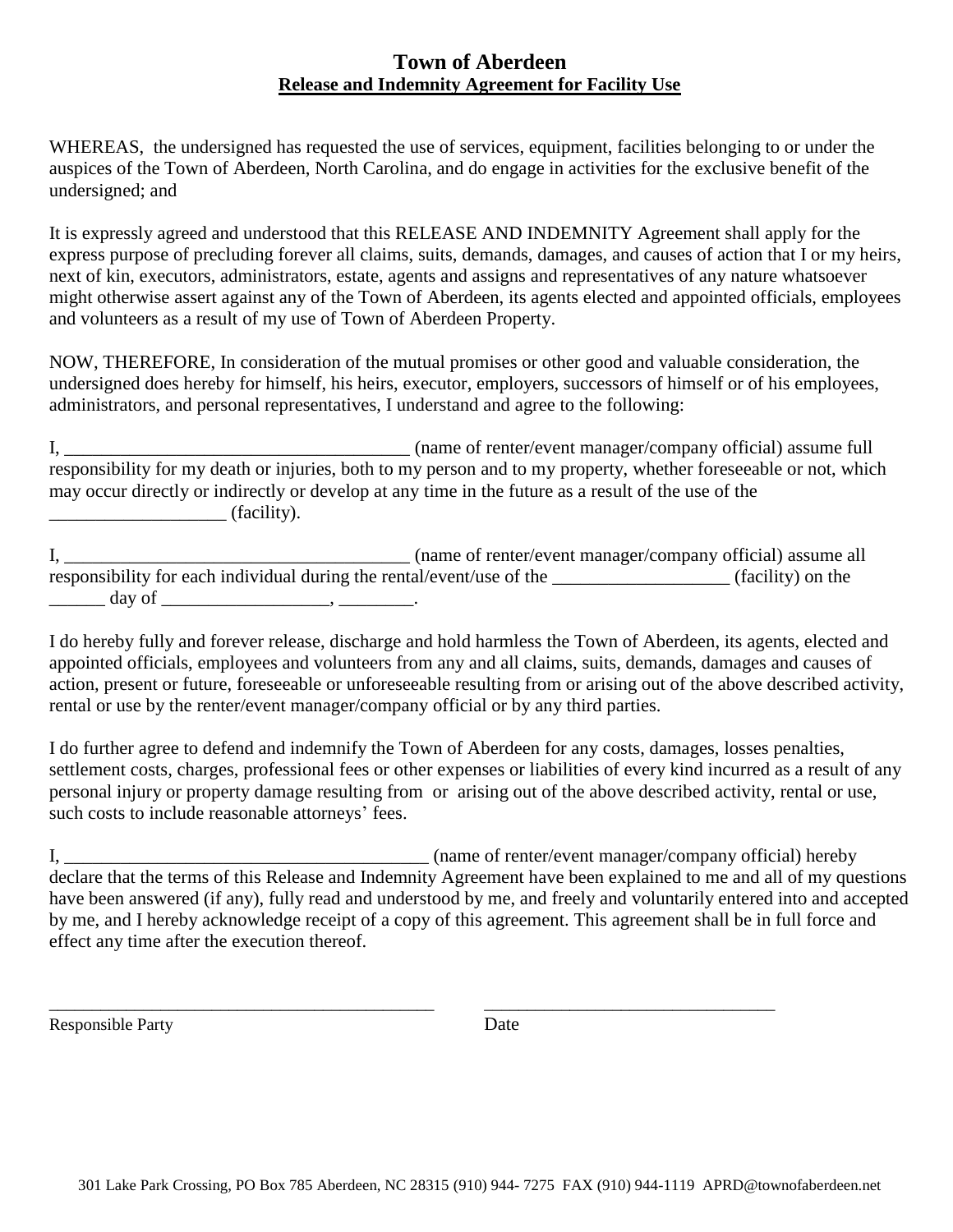# Town of Aberdeen

**Release and Indemnity Agreement for Facility Use**

WHEREAS, the undersigned has requested the use of services, equipment, facilities belonging to or under the auspices of the Town of Aberdeen, North Carolina, and do engage in activities for the exclusive benefit of the undersigned; and

It is expressly agreed and understood that this RELEASE AND INDEMNITY Agreement shall apply for the express purpose of precluding forever all claims, suits, demands, damages, and causes of action that I or my heirs, next of kin, executors, administrators, estate, agents and assigns and representatives of any nature whatsoever might otherwise assert against any of the Town of Aberdeen, its agents elected and appointed officials, employees and volunteers as a result of my use of Town of Aberdeen Property.

NOW, THEREFORE, In consideration of the mutual promises or other good and valuable consideration, the undersigned does hereby for himself, his heirs, executor, employers, successors of himself or of his employees, administrators, and personal representatives, I understand and agree to the following:

I, ______________________________________ (name of renter/event manager/company official) assume full responsibility for my death or injuries, both to my person and to my property, whether foreseeable or not, which may occur directly or indirectly or develop at any time in the future as a result of the use of the ___________________ (facility).

I, ______________________________________ (name of renter/event manager/company official) assume all responsibility for each individual during the rental/event/use of the ___________________ (facility) on the ______ day of __________________, ________.

I do hereby fully and forever release, discharge and hold harmless the Town of Aberdeen, its agents, elected and appointed officials, employees and volunteers from any and all claims, suits, demands, damages and causes of action, present or future, foreseeable or unforeseeable resulting from or arising out of the above described activity, rental or use by the renter/event manager/company official or by any third parties.

I do further agree to defend and indemnify the Town of Aberdeen for any costs, damages, losses penalties, settlement costs, charges, professional fees or other expenses or liabilities of every kind incurred as a result of any personal injury or property damage resulting from or arising out of the above described activity, rental or use, such costs to include reasonable attorneys' fees.

I, ________________________________________ (name of renter/event manager/company official) hereby declare that the terms of this Release and Indemnity Agreement have been explained to me and all of my questions have been answered (if any), fully read and understood by me, and freely and voluntarily entered into and accepted by me, and I hereby acknowledge receipt of a copy of this agreement. This agreement shall be in full force and effect any time after the execution thereof.

_____________________________________________ _________________________________

Responsible Party Date

301 Lake Park Crossing, PO Box 785 Aberdeen, NC 28315 (910) 944- 7275 FAX (910) 944-1119 APRD@townofaberdeen.net